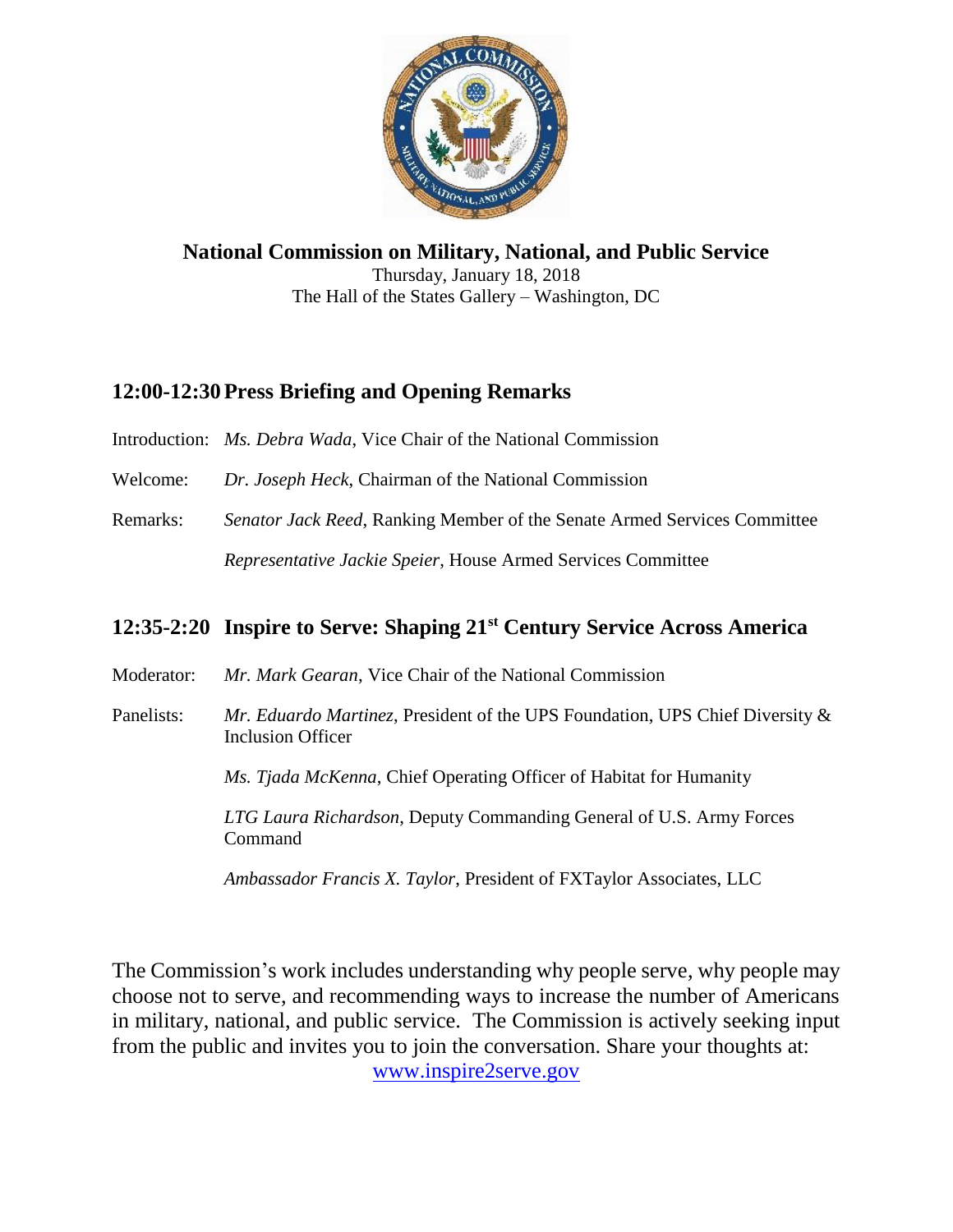# National Commission on Military, National, and Public Service

Thursday, January 18, 2018
The Hall of the States Gallery – Washington, DC

## 12:00-12:30 Press Briefing and Opening Remarks

Introduction: *Ms. Debra Wada*, Vice Chair of the National Commission

Welcome: *Dr. Joseph Heck*, Chairman of the National Commission

Remarks: *Senator Jack Reed*, Ranking Member of the Senate Armed Services Committee

*Representative Jackie Speier*, House Armed Services Committee

## 12:35-2:20 Inspire to Serve: Shaping 21st Century Service Across America

Moderator: *Mr. Mark Gearan*, Vice Chair of the National Commission

Panelists: *Mr. Eduardo Martinez*, President of the UPS Foundation, UPS Chief Diversity & Inclusion Officer

*Ms. Tjada McKenna*, Chief Operating Officer of Habitat for Humanity

*LTG Laura Richardson*, Deputy Commanding General of U.S. Army Forces Command

*Ambassador Francis X. Taylor*, President of FXTaylor Associates, LLC

The Commission's work includes understanding why people serve, why people may choose not to serve, and recommending ways to increase the number of Americans in military, national, and public service. The Commission is actively seeking input from the public and invites you to join the conversation. Share your thoughts at: www.inspire2serve.gov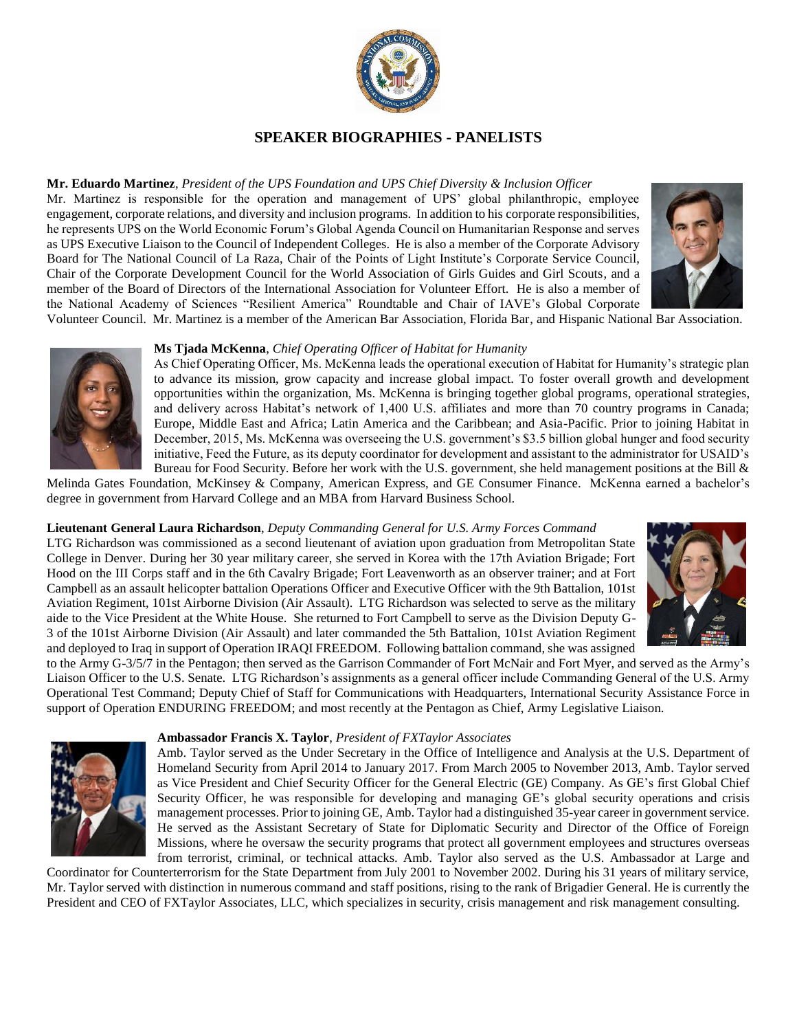## SPEAKER BIOGRAPHIES - PANELISTS

**Mr. Eduardo Martinez**, *President of the UPS Foundation and UPS Chief Diversity & Inclusion Officer*
Mr. Martinez is responsible for the operation and management of UPS' global philanthropic, employee engagement, corporate relations, and diversity and inclusion programs. In addition to his corporate responsibilities, he represents UPS on the World Economic Forum's Global Agenda Council on Humanitarian Response and serves as UPS Executive Liaison to the Council of Independent Colleges. He is also a member of the Corporate Advisory Board for The National Council of La Raza, Chair of the Points of Light Institute's Corporate Service Council, Chair of the Corporate Development Council for the World Association of Girls Guides and Girl Scouts, and a member of the Board of Directors of the International Association for Volunteer Effort. He is also a member of the National Academy of Sciences "Resilient America" Roundtable and Chair of IAVE's Global Corporate Volunteer Council. Mr. Martinez is a member of the American Bar Association, Florida Bar, and Hispanic National Bar Association.

**Ms Tjada McKenna**, *Chief Operating Officer of Habitat for Humanity*
As Chief Operating Officer, Ms. McKenna leads the operational execution of Habitat for Humanity's strategic plan to advance its mission, grow capacity and increase global impact. To foster overall growth and development opportunities within the organization, Ms. McKenna is bringing together global programs, operational strategies, and delivery across Habitat's network of 1,400 U.S. affiliates and more than 70 country programs in Canada; Europe, Middle East and Africa; Latin America and the Caribbean; and Asia-Pacific. Prior to joining Habitat in December, 2015, Ms. McKenna was overseeing the U.S. government's $3.5 billion global hunger and food security initiative, Feed the Future, as its deputy coordinator for development and assistant to the administrator for USAID's Bureau for Food Security. Before her work with the U.S. government, she held management positions at the Bill & Melinda Gates Foundation, McKinsey & Company, American Express, and GE Consumer Finance. McKenna earned a bachelor's degree in government from Harvard College and an MBA from Harvard Business School.

**Lieutenant General Laura Richardson**, *Deputy Commanding General for U.S. Army Forces Command*
LTG Richardson was commissioned as a second lieutenant of aviation upon graduation from Metropolitan State College in Denver. During her 30 year military career, she served in Korea with the 17th Aviation Brigade; Fort Hood on the III Corps staff and in the 6th Cavalry Brigade; Fort Leavenworth as an observer trainer; and at Fort Campbell as an assault helicopter battalion Operations Officer and Executive Officer with the 9th Battalion, 101st Aviation Regiment, 101st Airborne Division (Air Assault). LTG Richardson was selected to serve as the military aide to the Vice President at the White House. She returned to Fort Campbell to serve as the Division Deputy G-3 of the 101st Airborne Division (Air Assault) and later commanded the 5th Battalion, 101st Aviation Regiment and deployed to Iraq in support of Operation IRAQI FREEDOM. Following battalion command, she was assigned to the Army G-3/5/7 in the Pentagon; then served as the Garrison Commander of Fort McNair and Fort Myer, and served as the Army's Liaison Officer to the U.S. Senate. LTG Richardson's assignments as a general officer include Commanding General of the U.S. Army Operational Test Command; Deputy Chief of Staff for Communications with Headquarters, International Security Assistance Force in support of Operation ENDURING FREEDOM; and most recently at the Pentagon as Chief, Army Legislative Liaison.

**Ambassador Francis X. Taylor**, *President of FXTaylor Associates*
Amb. Taylor served as the Under Secretary in the Office of Intelligence and Analysis at the U.S. Department of Homeland Security from April 2014 to January 2017. From March 2005 to November 2013, Amb. Taylor served as Vice President and Chief Security Officer for the General Electric (GE) Company. As GE's first Global Chief Security Officer, he was responsible for developing and managing GE's global security operations and crisis management processes. Prior to joining GE, Amb. Taylor had a distinguished 35-year career in government service. He served as the Assistant Secretary of State for Diplomatic Security and Director of the Office of Foreign Missions, where he oversaw the security programs that protect all government employees and structures overseas from terrorist, criminal, or technical attacks. Amb. Taylor also served as the U.S. Ambassador at Large and Coordinator for Counterterrorism for the State Department from July 2001 to November 2002. During his 31 years of military service, Mr. Taylor served with distinction in numerous command and staff positions, rising to the rank of Brigadier General. He is currently the President and CEO of FXTaylor Associates, LLC, which specializes in security, crisis management and risk management consulting.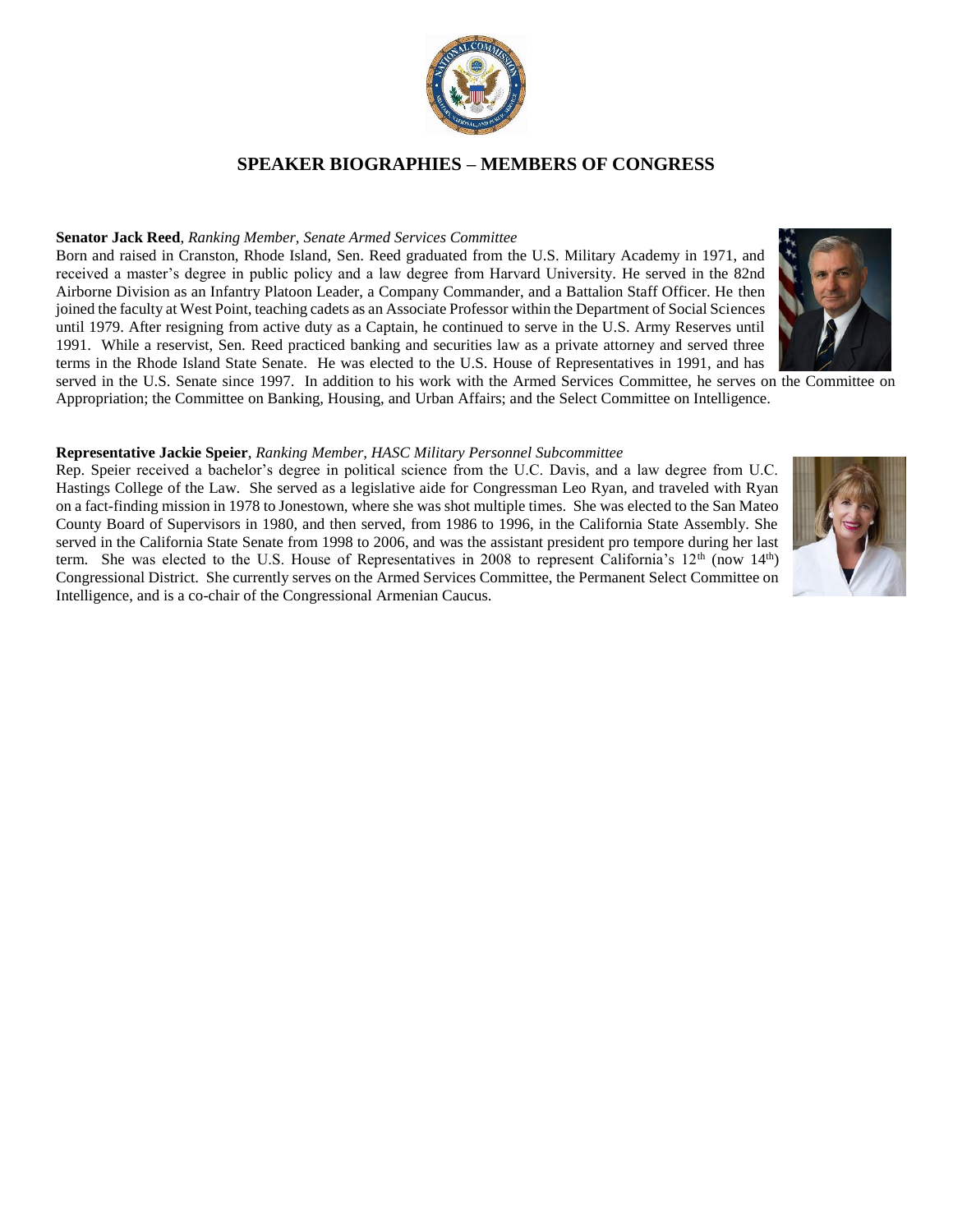## SPEAKER BIOGRAPHIES – MEMBERS OF CONGRESS

**Senator Jack Reed**, *Ranking Member, Senate Armed Services Committee*
Born and raised in Cranston, Rhode Island, Sen. Reed graduated from the U.S. Military Academy in 1971, and received a master's degree in public policy and a law degree from Harvard University. He served in the 82nd Airborne Division as an Infantry Platoon Leader, a Company Commander, and a Battalion Staff Officer. He then joined the faculty at West Point, teaching cadets as an Associate Professor within the Department of Social Sciences until 1979. After resigning from active duty as a Captain, he continued to serve in the U.S. Army Reserves until 1991. While a reservist, Sen. Reed practiced banking and securities law as a private attorney and served three terms in the Rhode Island State Senate. He was elected to the U.S. House of Representatives in 1991, and has served in the U.S. Senate since 1997. In addition to his work with the Armed Services Committee, he serves on the Committee on Appropriation; the Committee on Banking, Housing, and Urban Affairs; and the Select Committee on Intelligence.

**Representative Jackie Speier**, *Ranking Member, HASC Military Personnel Subcommittee*
Rep. Speier received a bachelor's degree in political science from the U.C. Davis, and a law degree from U.C. Hastings College of the Law. She served as a legislative aide for Congressman Leo Ryan, and traveled with Ryan on a fact-finding mission in 1978 to Jonestown, where she was shot multiple times. She was elected to the San Mateo County Board of Supervisors in 1980, and then served, from 1986 to 1996, in the California State Assembly. She served in the California State Senate from 1998 to 2006, and was the assistant president pro tempore during her last term. She was elected to the U.S. House of Representatives in 2008 to represent California's 12th (now 14th) Congressional District. She currently serves on the Armed Services Committee, the Permanent Select Committee on Intelligence, and is a co-chair of the Congressional Armenian Caucus.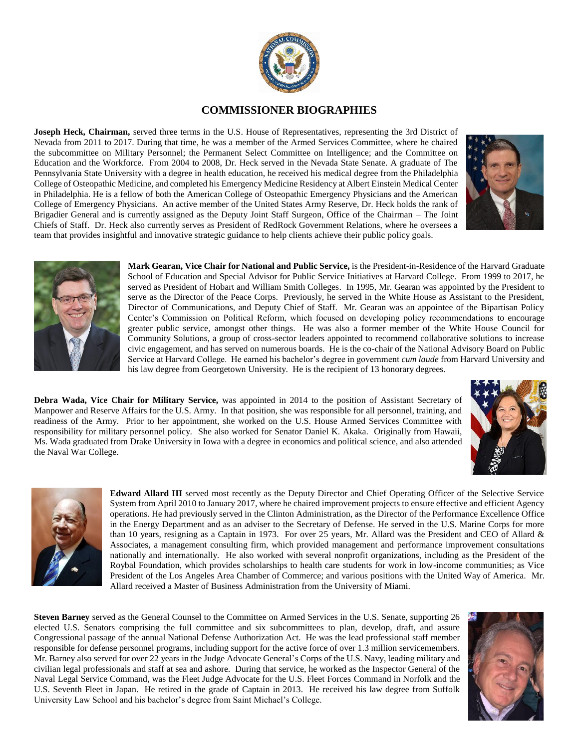## COMMISSIONER BIOGRAPHIES

**Joseph Heck, Chairman,** served three terms in the U.S. House of Representatives, representing the 3rd District of Nevada from 2011 to 2017. During that time, he was a member of the Armed Services Committee, where he chaired the subcommittee on Military Personnel; the Permanent Select Committee on Intelligence; and the Committee on Education and the Workforce. From 2004 to 2008, Dr. Heck served in the Nevada State Senate. A graduate of The Pennsylvania State University with a degree in health education, he received his medical degree from the Philadelphia College of Osteopathic Medicine, and completed his Emergency Medicine Residency at Albert Einstein Medical Center in Philadelphia. He is a fellow of both the American College of Osteopathic Emergency Physicians and the American College of Emergency Physicians. An active member of the United States Army Reserve, Dr. Heck holds the rank of Brigadier General and is currently assigned as the Deputy Joint Staff Surgeon, Office of the Chairman – The Joint Chiefs of Staff. Dr. Heck also currently serves as President of RedRock Government Relations, where he oversees a team that provides insightful and innovative strategic guidance to help clients achieve their public policy goals.

**Mark Gearan, Vice Chair for National and Public Service,** is the President-in-Residence of the Harvard Graduate School of Education and Special Advisor for Public Service Initiatives at Harvard College. From 1999 to 2017, he served as President of Hobart and William Smith Colleges. In 1995, Mr. Gearan was appointed by the President to serve as the Director of the Peace Corps. Previously, he served in the White House as Assistant to the President, Director of Communications, and Deputy Chief of Staff. Mr. Gearan was an appointee of the Bipartisan Policy Center's Commission on Political Reform, which focused on developing policy recommendations to encourage greater public service, amongst other things. He was also a former member of the White House Council for Community Solutions, a group of cross-sector leaders appointed to recommend collaborative solutions to increase civic engagement, and has served on numerous boards. He is the co-chair of the National Advisory Board on Public Service at Harvard College. He earned his bachelor's degree in government *cum laude* from Harvard University and his law degree from Georgetown University. He is the recipient of 13 honorary degrees.

**Debra Wada, Vice Chair for Military Service,** was appointed in 2014 to the position of Assistant Secretary of Manpower and Reserve Affairs for the U.S. Army. In that position, she was responsible for all personnel, training, and readiness of the Army. Prior to her appointment, she worked on the U.S. House Armed Services Committee with responsibility for military personnel policy. She also worked for Senator Daniel K. Akaka. Originally from Hawaii, Ms. Wada graduated from Drake University in Iowa with a degree in economics and political science, and also attended the Naval War College.

**Edward Allard III** served most recently as the Deputy Director and Chief Operating Officer of the Selective Service System from April 2010 to January 2017, where he chaired improvement projects to ensure effective and efficient Agency operations. He had previously served in the Clinton Administration, as the Director of the Performance Excellence Office in the Energy Department and as an adviser to the Secretary of Defense. He served in the U.S. Marine Corps for more than 10 years, resigning as a Captain in 1973. For over 25 years, Mr. Allard was the President and CEO of Allard & Associates, a management consulting firm, which provided management and performance improvement consultations nationally and internationally. He also worked with several nonprofit organizations, including as the President of the Roybal Foundation, which provides scholarships to health care students for work in low-income communities; as Vice President of the Los Angeles Area Chamber of Commerce; and various positions with the United Way of America. Mr. Allard received a Master of Business Administration from the University of Miami.

**Steven Barney** served as the General Counsel to the Committee on Armed Services in the U.S. Senate, supporting 26 elected U.S. Senators comprising the full committee and six subcommittees to plan, develop, draft, and assure Congressional passage of the annual National Defense Authorization Act. He was the lead professional staff member responsible for defense personnel programs, including support for the active force of over 1.3 million servicemembers. Mr. Barney also served for over 22 years in the Judge Advocate General's Corps of the U.S. Navy, leading military and civilian legal professionals and staff at sea and ashore. During that service, he worked as the Inspector General of the Naval Legal Service Command, was the Fleet Judge Advocate for the U.S. Fleet Forces Command in Norfolk and the U.S. Seventh Fleet in Japan. He retired in the grade of Captain in 2013. He received his law degree from Suffolk University Law School and his bachelor's degree from Saint Michael's College.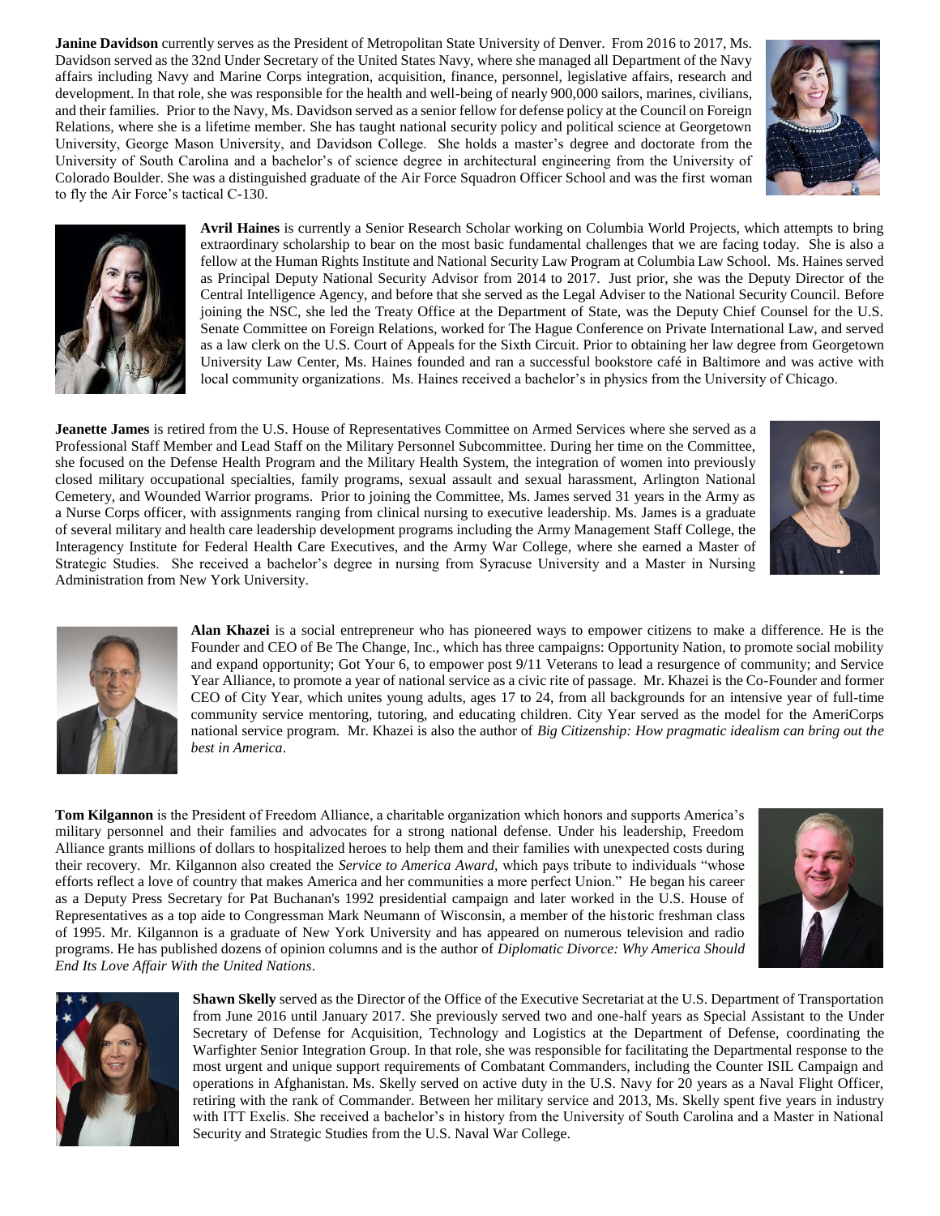**Janine Davidson** currently serves as the President of Metropolitan State University of Denver. From 2016 to 2017, Ms. Davidson served as the 32nd Under Secretary of the United States Navy, where she managed all Department of the Navy affairs including Navy and Marine Corps integration, acquisition, finance, personnel, legislative affairs, research and development. In that role, she was responsible for the health and well-being of nearly 900,000 sailors, marines, civilians, and their families. Prior to the Navy, Ms. Davidson served as a senior fellow for defense policy at the Council on Foreign Relations, where she is a lifetime member. She has taught national security policy and political science at Georgetown University, George Mason University, and Davidson College. She holds a master's degree and doctorate from the University of South Carolina and a bachelor's of science degree in architectural engineering from the University of Colorado Boulder. She was a distinguished graduate of the Air Force Squadron Officer School and was the first woman to fly the Air Force's tactical C-130.

**Avril Haines** is currently a Senior Research Scholar working on Columbia World Projects, which attempts to bring extraordinary scholarship to bear on the most basic fundamental challenges that we are facing today. She is also a fellow at the Human Rights Institute and National Security Law Program at Columbia Law School. Ms. Haines served as Principal Deputy National Security Advisor from 2014 to 2017. Just prior, she was the Deputy Director of the Central Intelligence Agency, and before that she served as the Legal Adviser to the National Security Council. Before joining the NSC, she led the Treaty Office at the Department of State, was the Deputy Chief Counsel for the U.S. Senate Committee on Foreign Relations, worked for The Hague Conference on Private International Law, and served as a law clerk on the U.S. Court of Appeals for the Sixth Circuit. Prior to obtaining her law degree from Georgetown University Law Center, Ms. Haines founded and ran a successful bookstore café in Baltimore and was active with local community organizations. Ms. Haines received a bachelor's in physics from the University of Chicago.

**Jeanette James** is retired from the U.S. House of Representatives Committee on Armed Services where she served as a Professional Staff Member and Lead Staff on the Military Personnel Subcommittee. During her time on the Committee, she focused on the Defense Health Program and the Military Health System, the integration of women into previously closed military occupational specialties, family programs, sexual assault and sexual harassment, Arlington National Cemetery, and Wounded Warrior programs. Prior to joining the Committee, Ms. James served 31 years in the Army as a Nurse Corps officer, with assignments ranging from clinical nursing to executive leadership. Ms. James is a graduate of several military and health care leadership development programs including the Army Management Staff College, the Interagency Institute for Federal Health Care Executives, and the Army War College, where she earned a Master of Strategic Studies. She received a bachelor's degree in nursing from Syracuse University and a Master in Nursing Administration from New York University.

**Alan Khazei** is a social entrepreneur who has pioneered ways to empower citizens to make a difference. He is the Founder and CEO of Be The Change, Inc., which has three campaigns: Opportunity Nation, to promote social mobility and expand opportunity; Got Your 6, to empower post 9/11 Veterans to lead a resurgence of community; and Service Year Alliance, to promote a year of national service as a civic rite of passage. Mr. Khazei is the Co-Founder and former CEO of City Year, which unites young adults, ages 17 to 24, from all backgrounds for an intensive year of full-time community service mentoring, tutoring, and educating children. City Year served as the model for the AmeriCorps national service program. Mr. Khazei is also the author of *Big Citizenship: How pragmatic idealism can bring out the best in America*.

**Tom Kilgannon** is the President of Freedom Alliance, a charitable organization which honors and supports America's military personnel and their families and advocates for a strong national defense. Under his leadership, Freedom Alliance grants millions of dollars to hospitalized heroes to help them and their families with unexpected costs during their recovery. Mr. Kilgannon also created the *Service to America Award*, which pays tribute to individuals "whose efforts reflect a love of country that makes America and her communities a more perfect Union." He began his career as a Deputy Press Secretary for Pat Buchanan's 1992 presidential campaign and later worked in the U.S. House of Representatives as a top aide to Congressman Mark Neumann of Wisconsin, a member of the historic freshman class of 1995. Mr. Kilgannon is a graduate of New York University and has appeared on numerous television and radio programs. He has published dozens of opinion columns and is the author of *Diplomatic Divorce: Why America Should End Its Love Affair With the United Nations*.

**Shawn Skelly** served as the Director of the Office of the Executive Secretariat at the U.S. Department of Transportation from June 2016 until January 2017. She previously served two and one-half years as Special Assistant to the Under Secretary of Defense for Acquisition, Technology and Logistics at the Department of Defense, coordinating the Warfighter Senior Integration Group. In that role, she was responsible for facilitating the Departmental response to the most urgent and unique support requirements of Combatant Commanders, including the Counter ISIL Campaign and operations in Afghanistan. Ms. Skelly served on active duty in the U.S. Navy for 20 years as a Naval Flight Officer, retiring with the rank of Commander. Between her military service and 2013, Ms. Skelly spent five years in industry with ITT Exelis. She received a bachelor's in history from the University of South Carolina and a Master in National Security and Strategic Studies from the U.S. Naval War College.